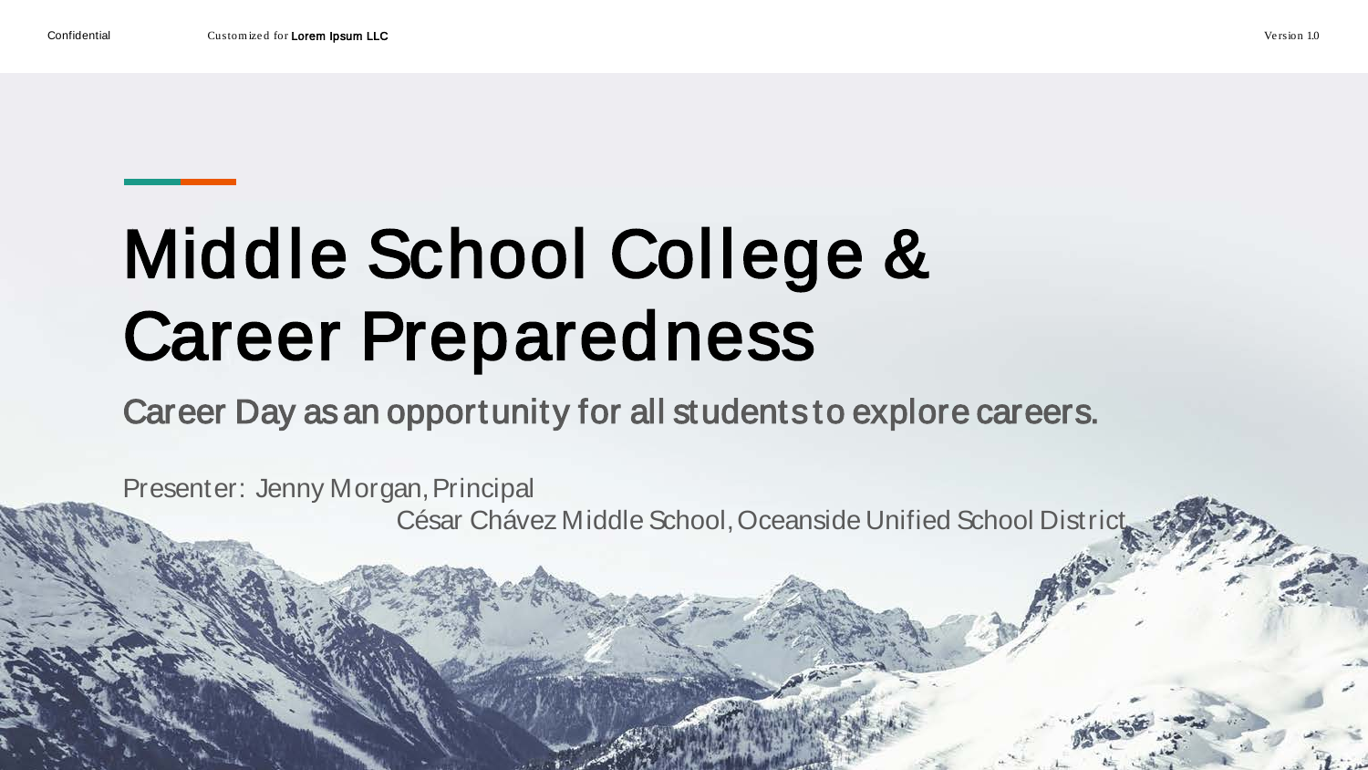Confidential Customized for **Lorem Ipsum LLC** Version 1.0

# Middle School College & Career Preparedness

## Career Day as an opportunity for all students to explore careers.

Presenter: Jenny Morgan, Principal
César Chávez Middle School, Oceanside Unified School District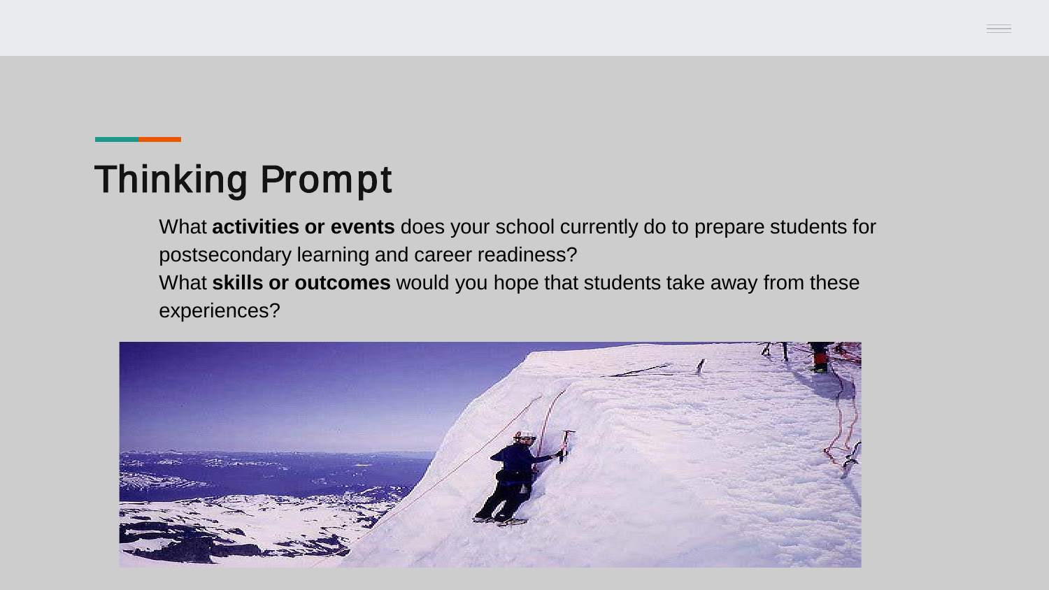# Thinking Prompt

What **activities or events** does your school currently do to prepare students for postsecondary learning and career readiness?

What **skills or outcomes** would you hope that students take away from these experiences?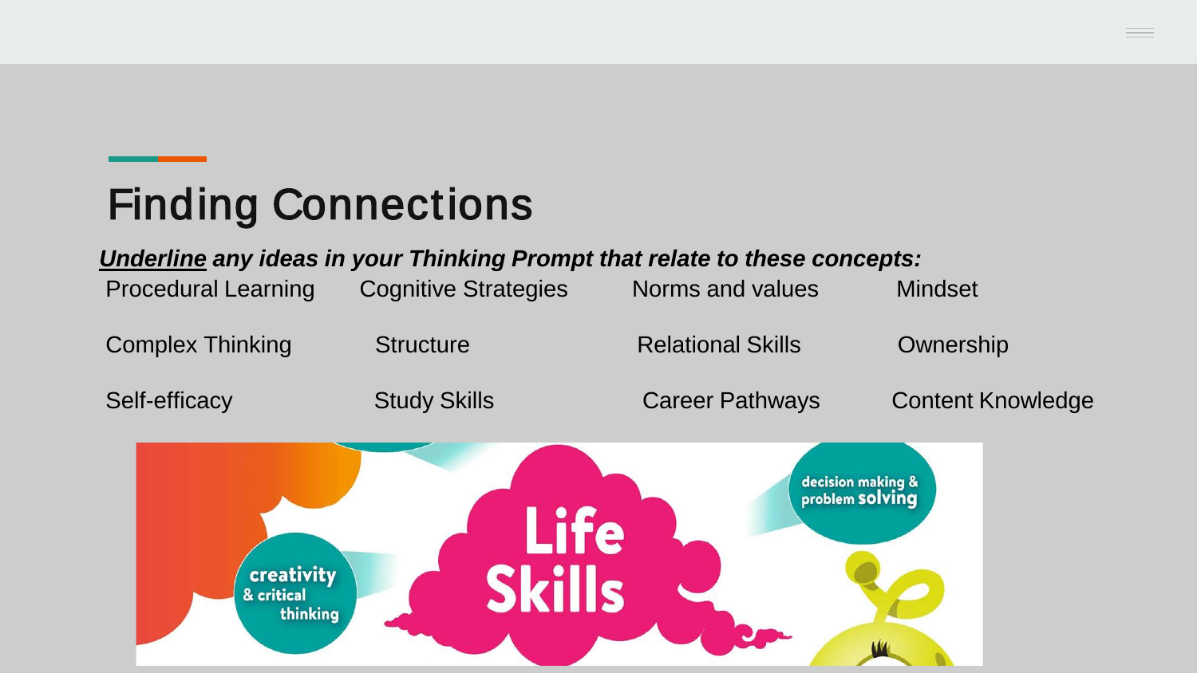# Finding Connections

***Underline* any ideas in your Thinking Prompt that relate to these concepts:**

| | | | |
|---|---|---|---|
| Procedural Learning | Cognitive Strategies | Norms and values | Mindset |
| Complex Thinking | Structure | Relational Skills | Ownership |
| Self-efficacy | Study Skills | Career Pathways | Content Knowledge |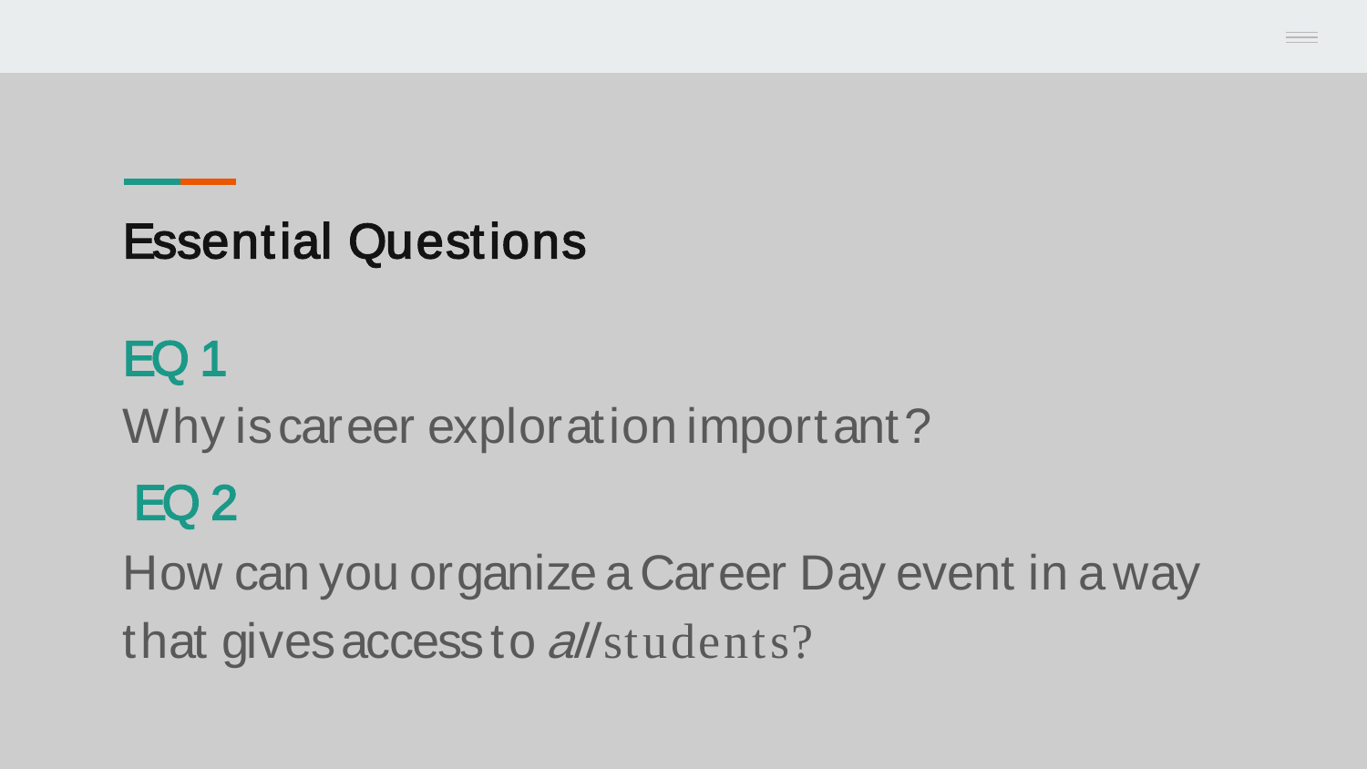# Essential Questions

## EQ 1

Why is career exploration important?

## EQ 2

How can you organize a Career Day event in a way that gives access to *all* students?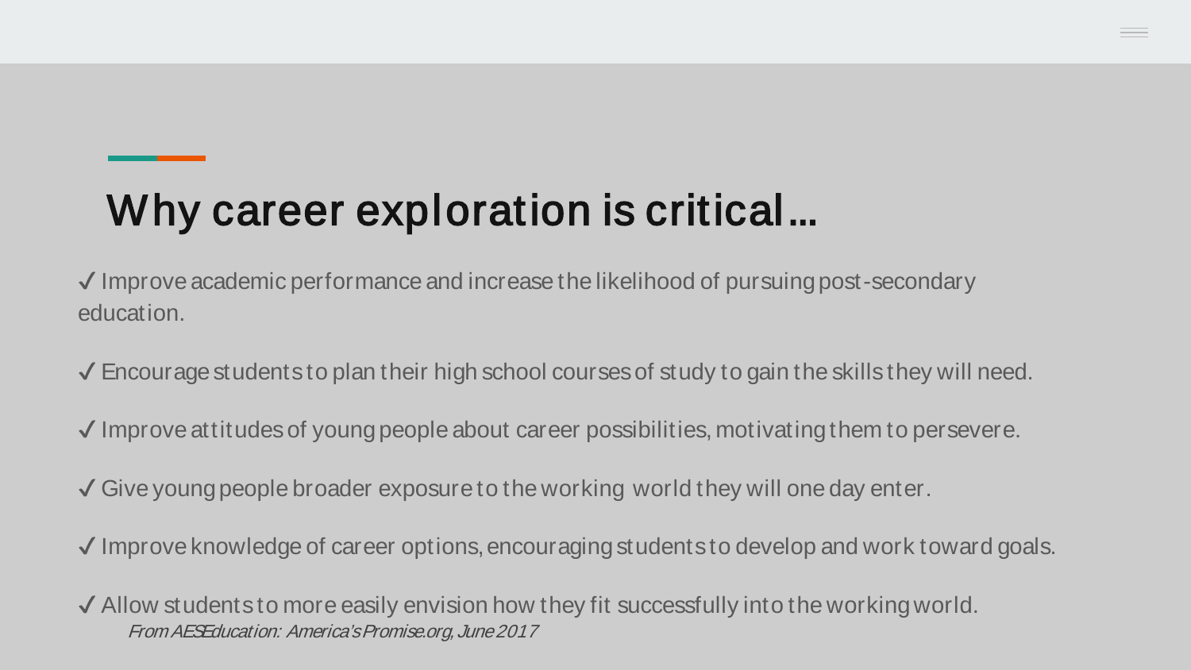# Why career exploration is critical…

✓ Improve academic performance and increase the likelihood of pursuing post-secondary education.

✓ Encourage students to plan their high school courses of study to gain the skills they will need.

✓ Improve attitudes of young people about career possibilities, motivating them to persevere.

✓ Give young people broader exposure to the working world they will one day enter.

✓ Improve knowledge of career options, encouraging students to develop and work toward goals.

✓ Allow students to more easily envision how they fit successfully into the working world.

*From AES Education: America's Promise.org, June 2017*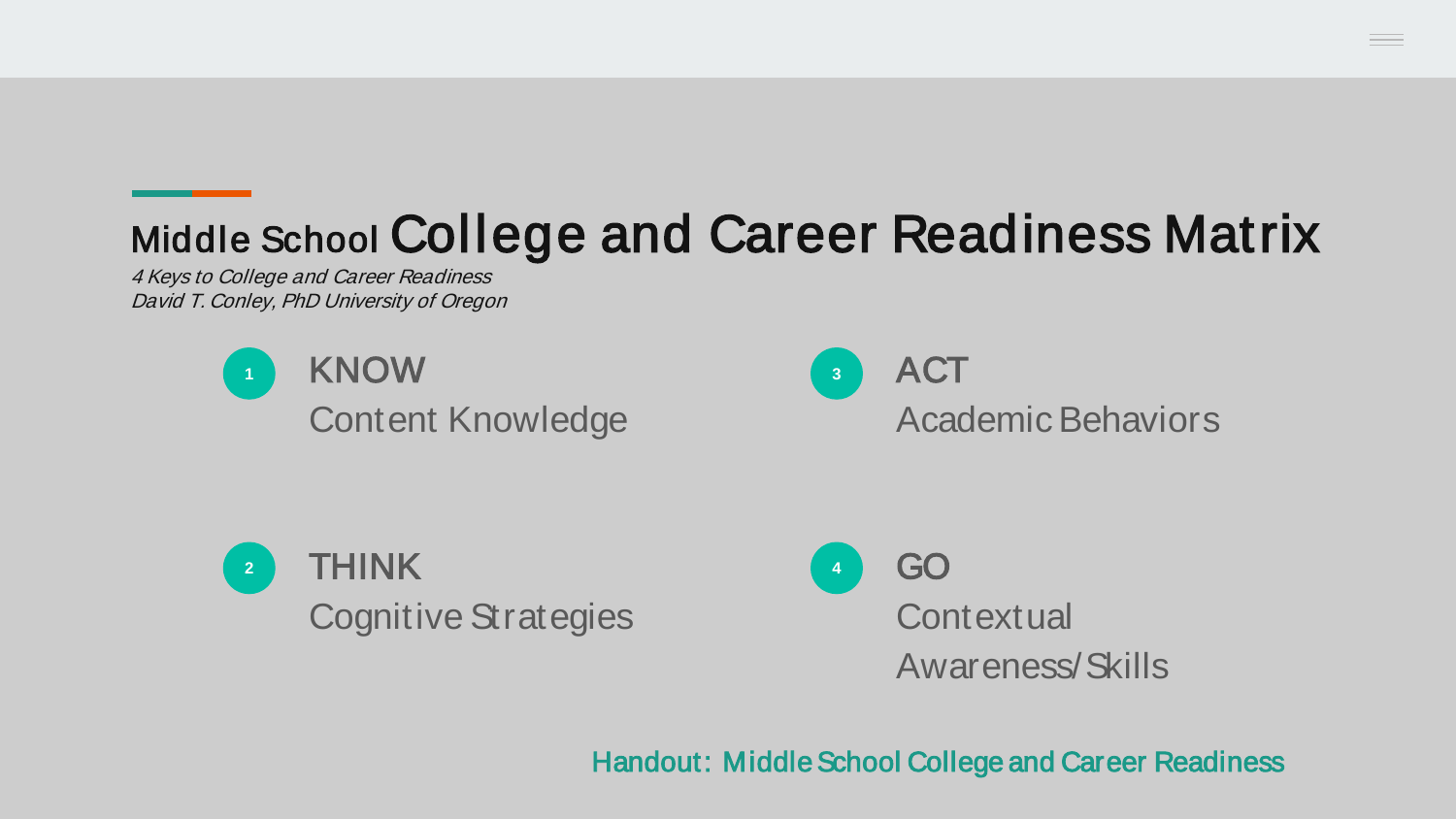# Middle School College and Career Readiness Matrix

*4 Keys to College and Career Readiness*
*David T. Conley, PhD University of Oregon*

1. **KNOW**
   Content Knowledge

2. **THINK**
   Cognitive Strategies

3. **ACT**
   Academic Behaviors

4. **GO**
   Contextual Awareness/Skills

Handout: Middle School College and Career Readiness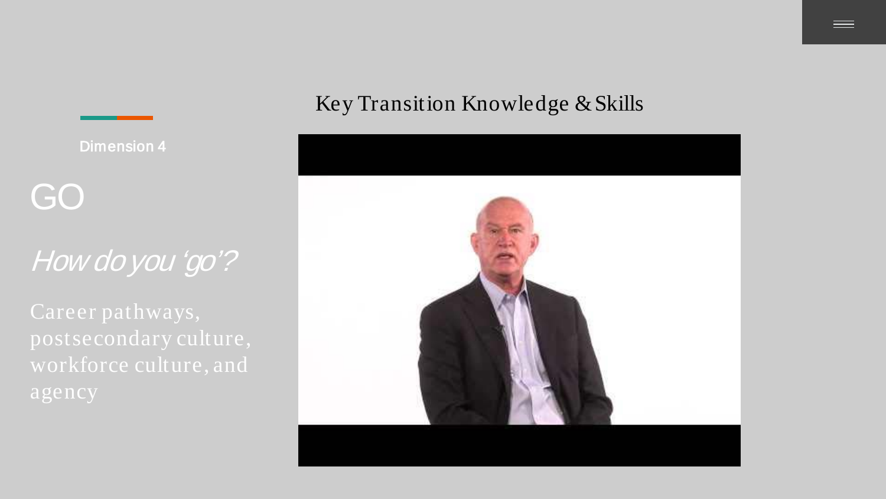Dimension 4

# GO

*How do you 'go'?*

Career pathways, postsecondary culture, workforce culture, and agency

## Key Transition Knowledge & Skills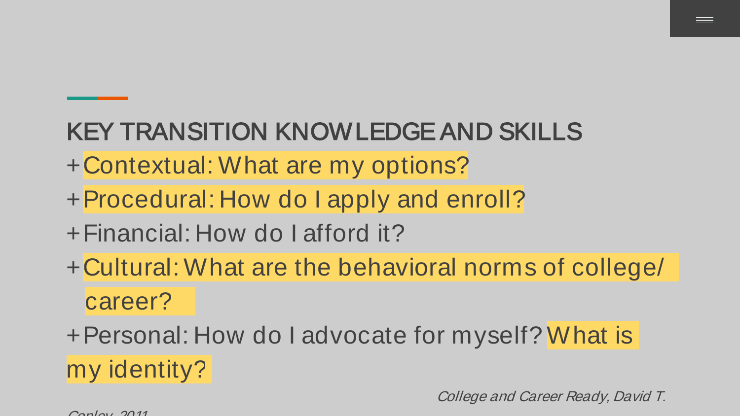## KEY TRANSITION KNOWLEDGE AND SKILLS

- Contextual: What are my options?
- Procedural: How do I apply and enroll?
- Financial: How do I afford it?
- Cultural: What are the behavioral norms of college/ career?
- Personal: How do I advocate for myself? What is my identity?

*College and Career Ready, David T. Conley, 2011*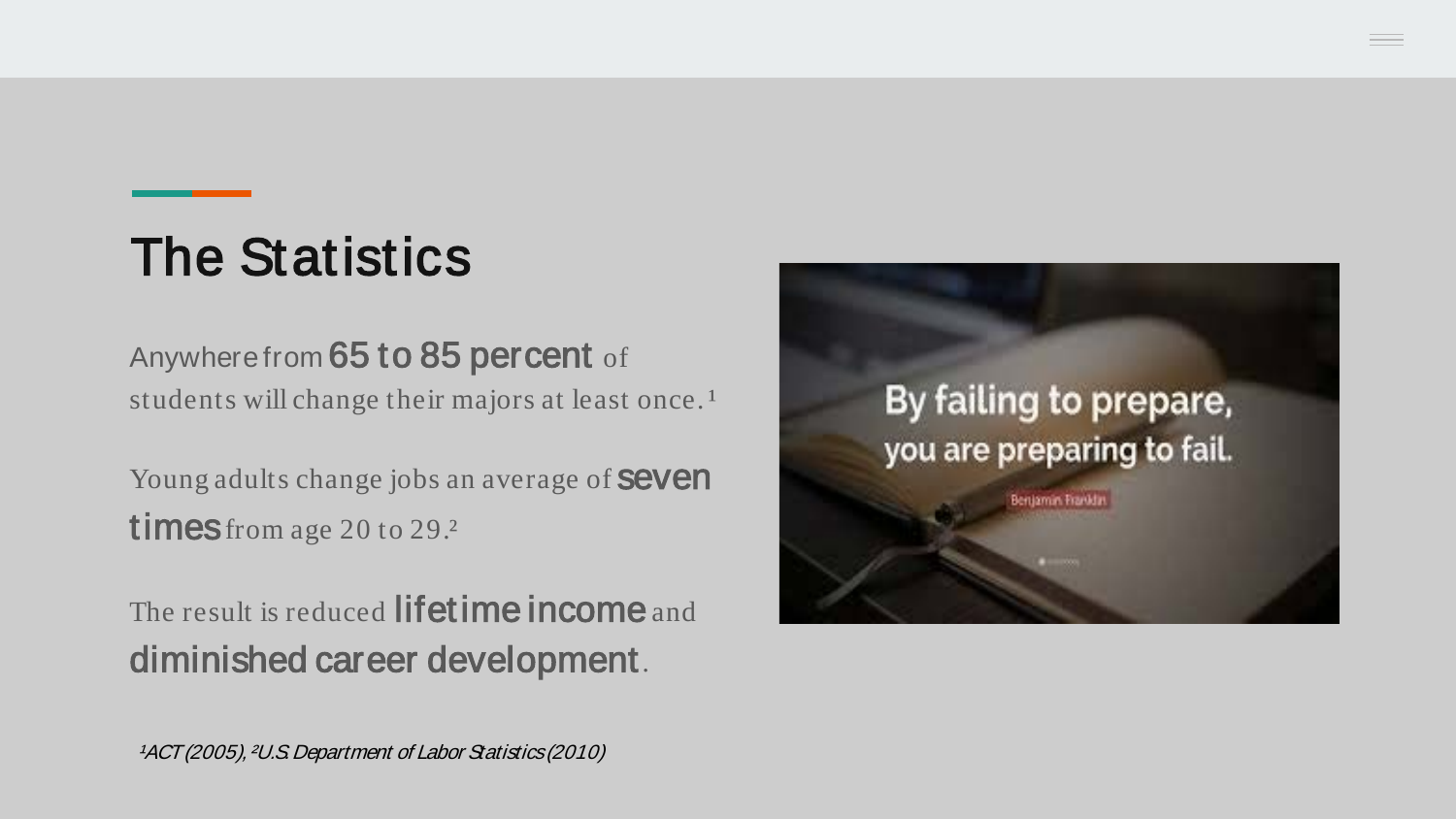# The Statistics

Anywhere from **65 to 85 percent** of students will change their majors at least once.[1]

Young adults change jobs an average of **seven times** from age 20 to 29.[2]

The result is reduced **lifetime income** and **diminished career development**.

*[1]ACT (2005), [2]U.S. Department of Labor Statistics (2010)*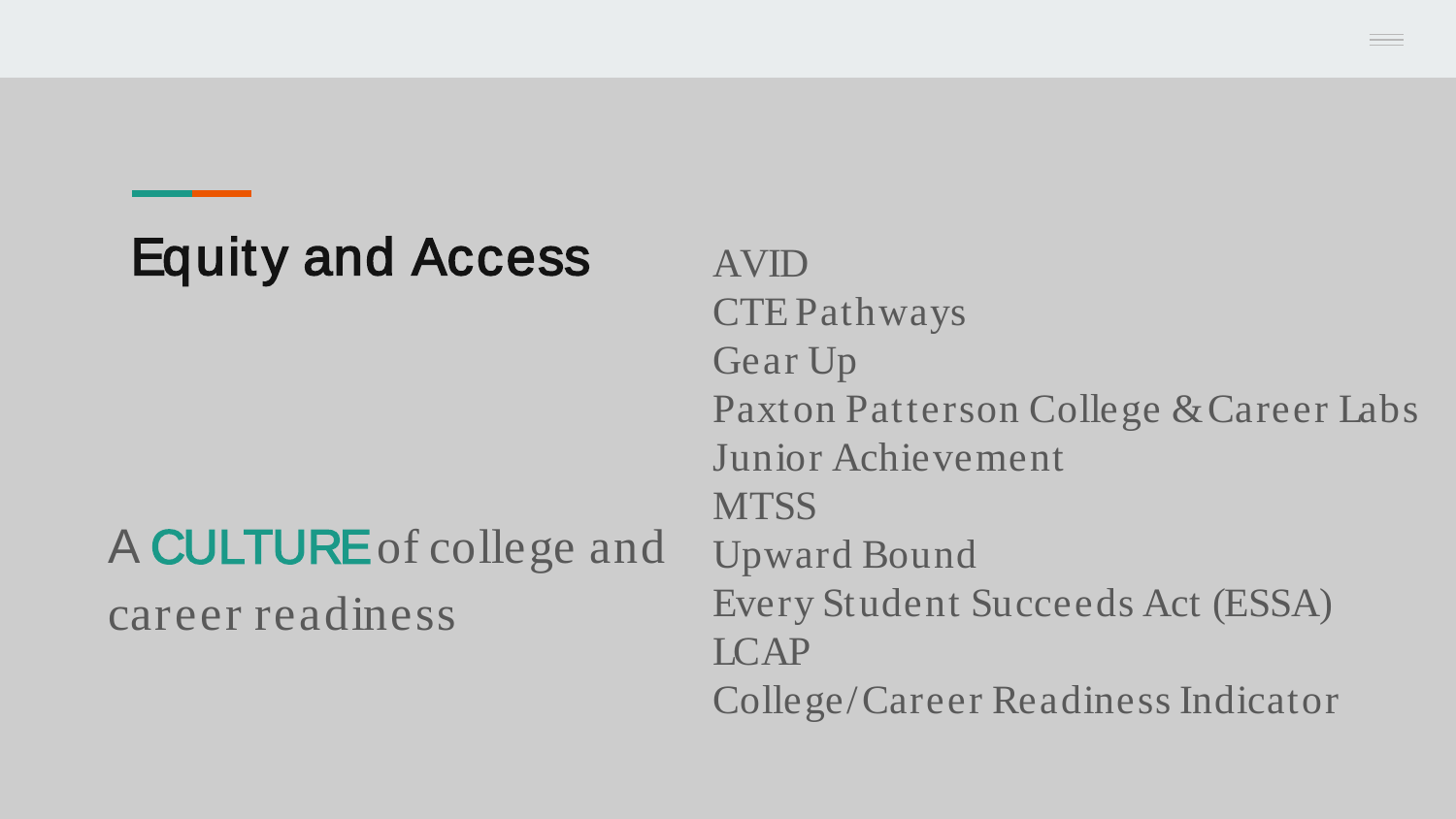# Equity and Access

A **CULTURE** of college and career readiness

- AVID
- CTE Pathways
- Gear Up
- Paxton Patterson College & Career Labs
- Junior Achievement
- MTSS
- Upward Bound
- Every Student Succeeds Act (ESSA)
- LCAP
- College/Career Readiness Indicator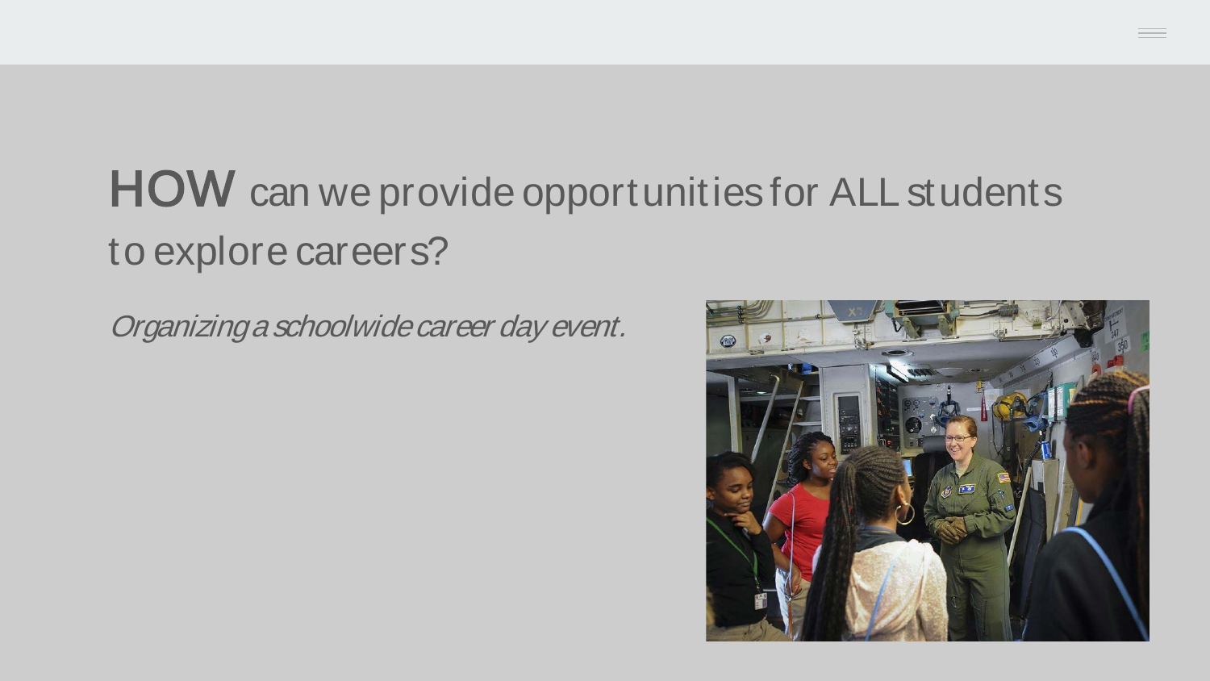# **HOW** can we provide opportunities for ALL students to explore careers?

*Organizing a schoolwide career day event.*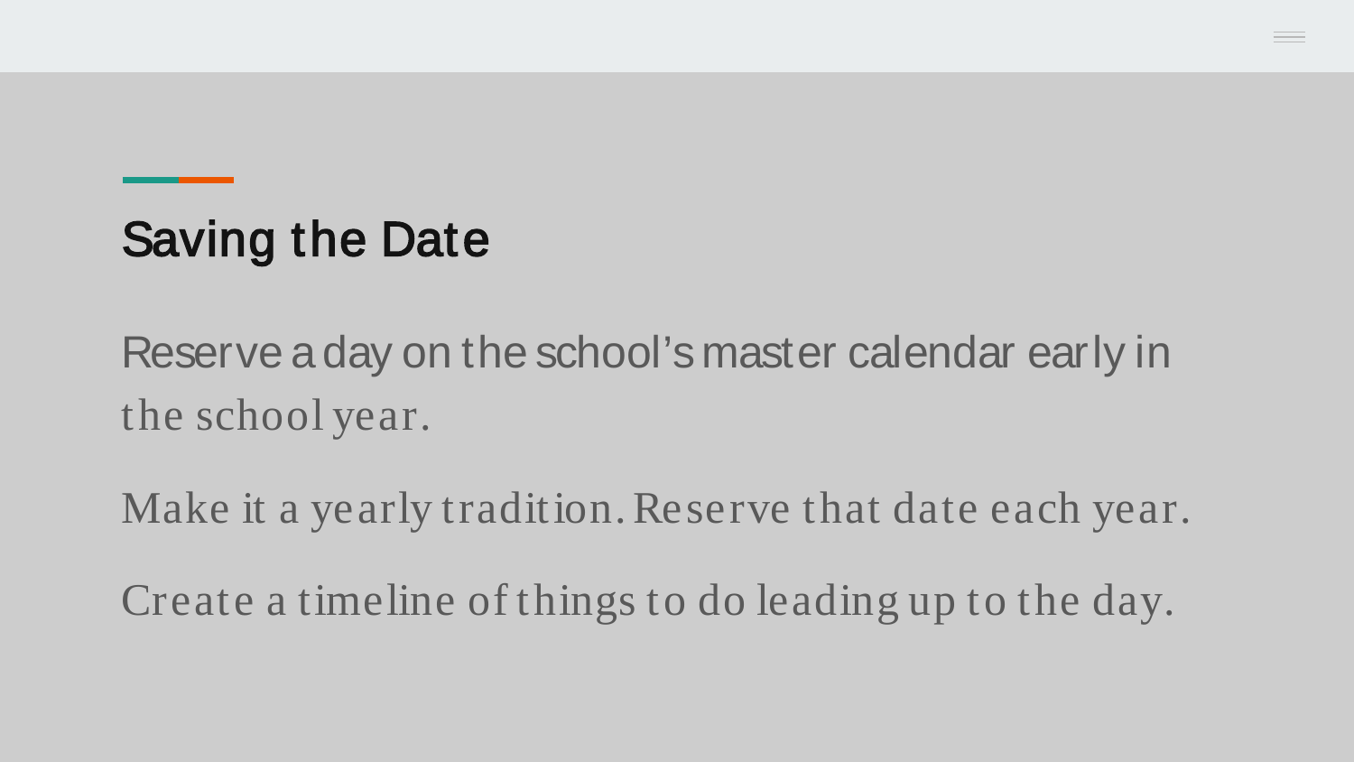# Saving the Date

Reserve a day on the school's master calendar early in the school year.

Make it a yearly tradition. Reserve that date each year.

Create a timeline of things to do leading up to the day.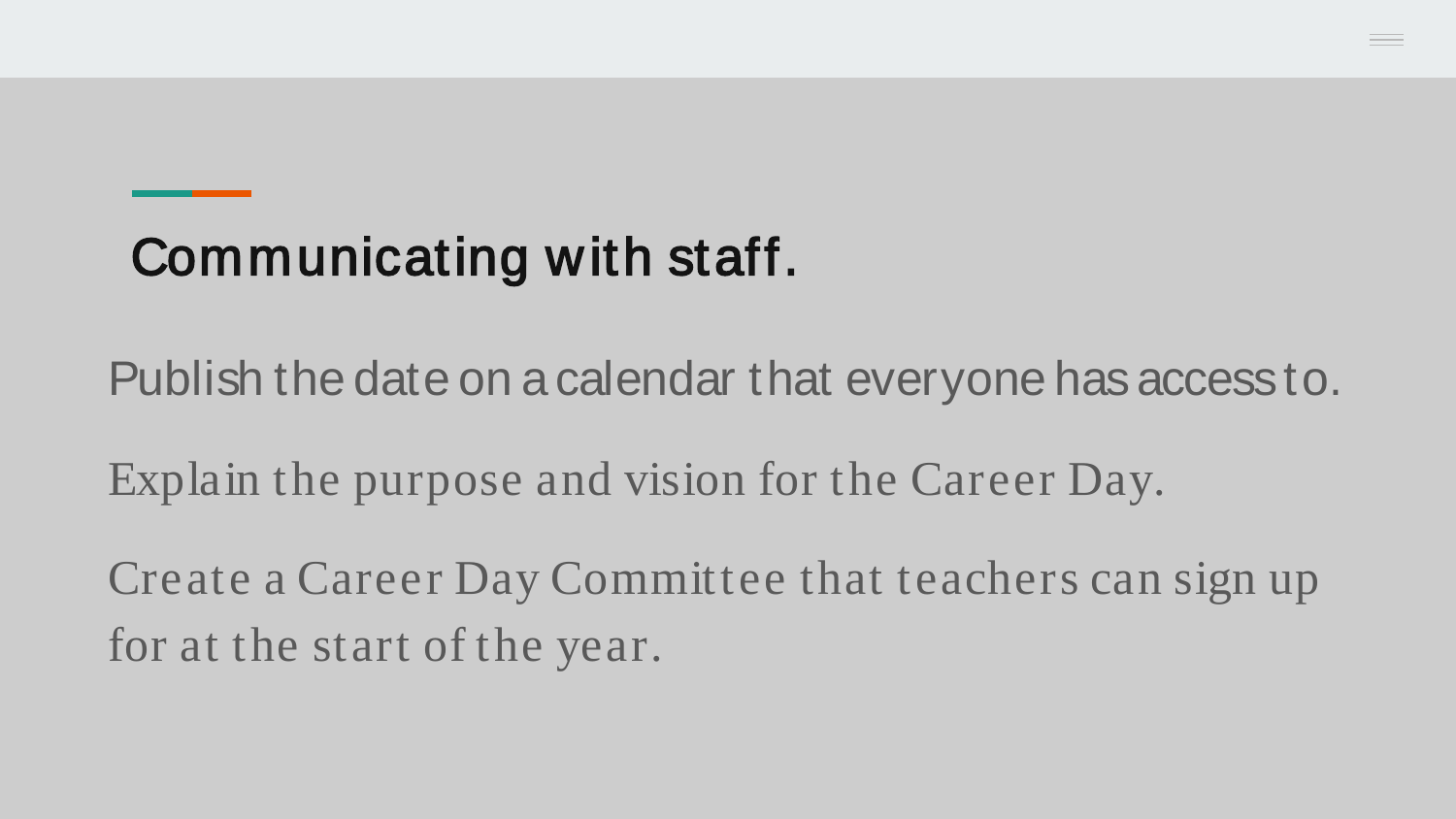# Communicating with staff.

Publish the date on a calendar that everyone has access to.

Explain the purpose and vision for the Career Day.

Create a Career Day Committee that teachers can sign up for at the start of the year.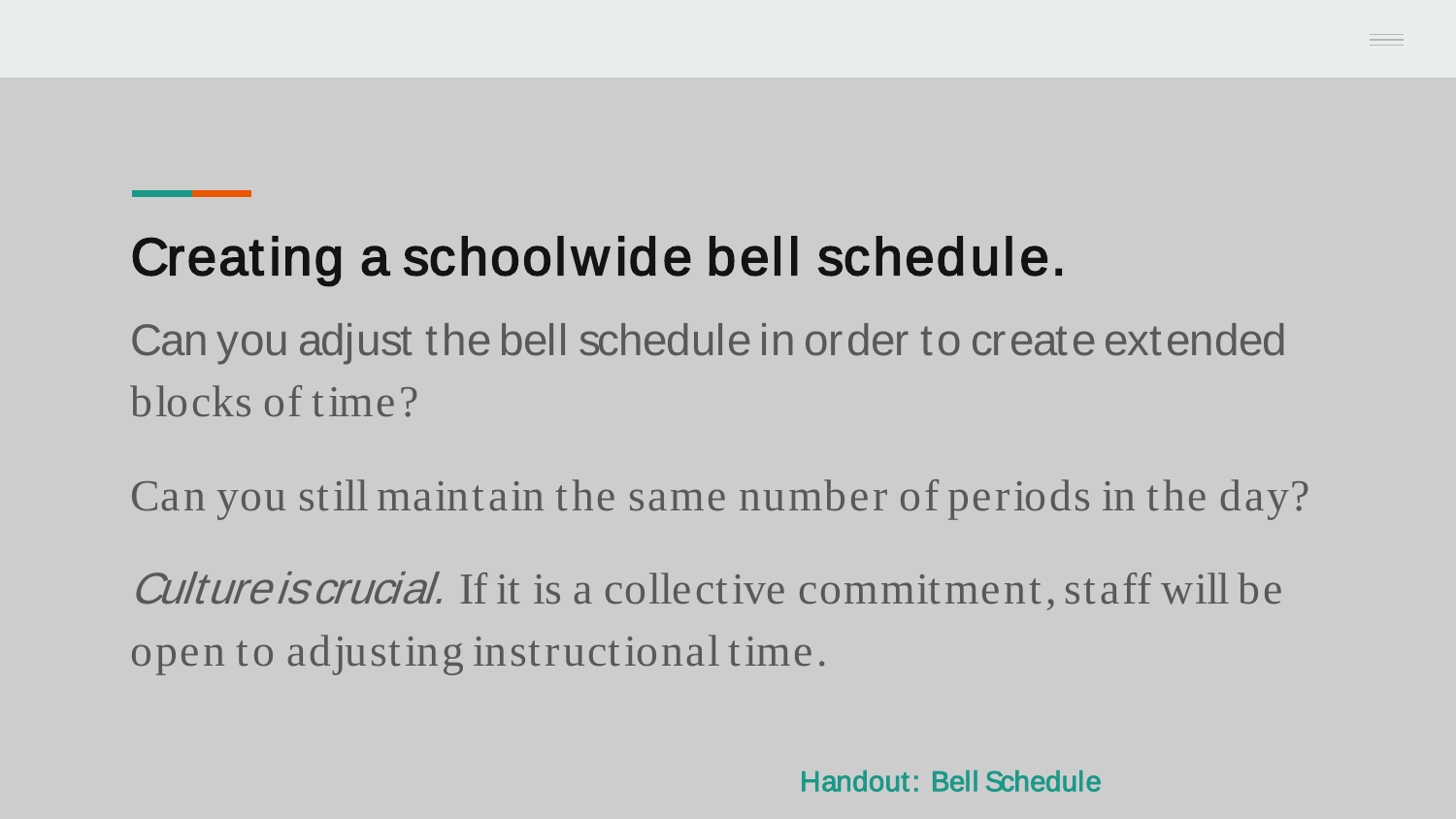# Creating a schoolwide bell schedule.

Can you adjust the bell schedule in order to create extended blocks of time?

Can you still maintain the same number of periods in the day?

*Culture is crucial.* If it is a collective commitment, staff will be open to adjusting instructional time.

Handout: Bell Schedule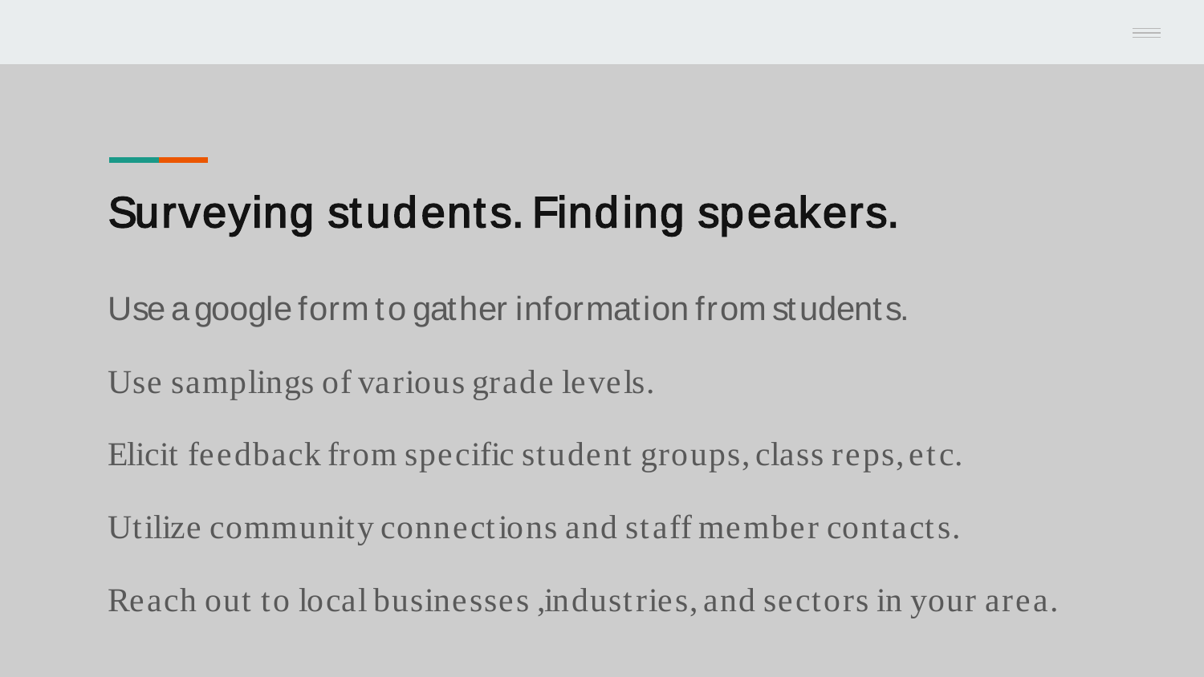# Surveying students. Finding speakers.

Use a google form to gather information from students.

Use samplings of various grade levels.

Elicit feedback from specific student groups, class reps, etc.

Utilize community connections and staff member contacts.

Reach out to local businesses ,industries, and sectors in your area.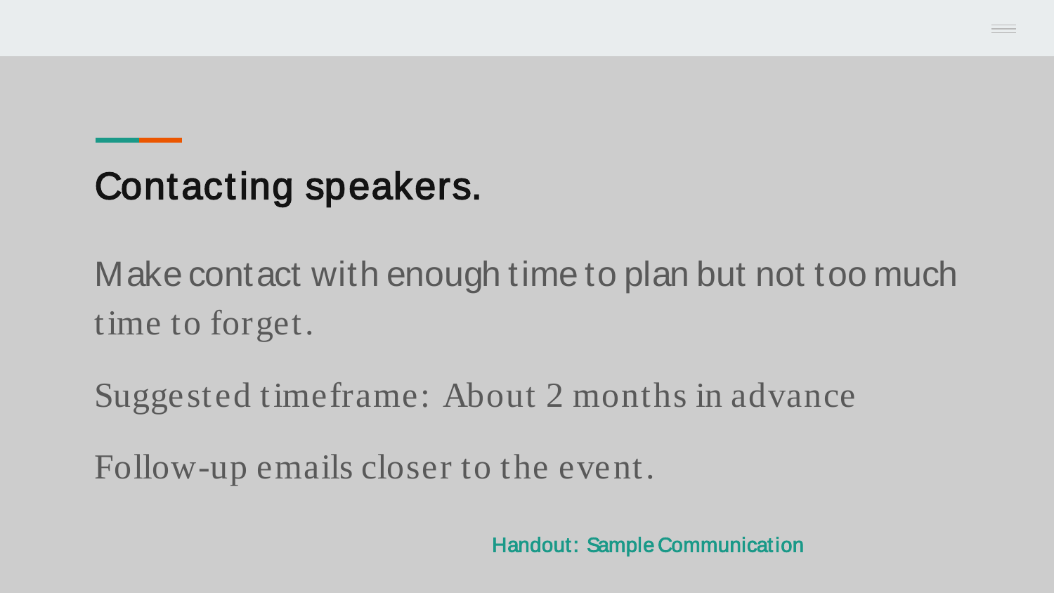# Contacting speakers.

Make contact with enough time to plan but not too much time to forget.

Suggested timeframe: About 2 months in advance

Follow-up emails closer to the event.

Handout: Sample Communication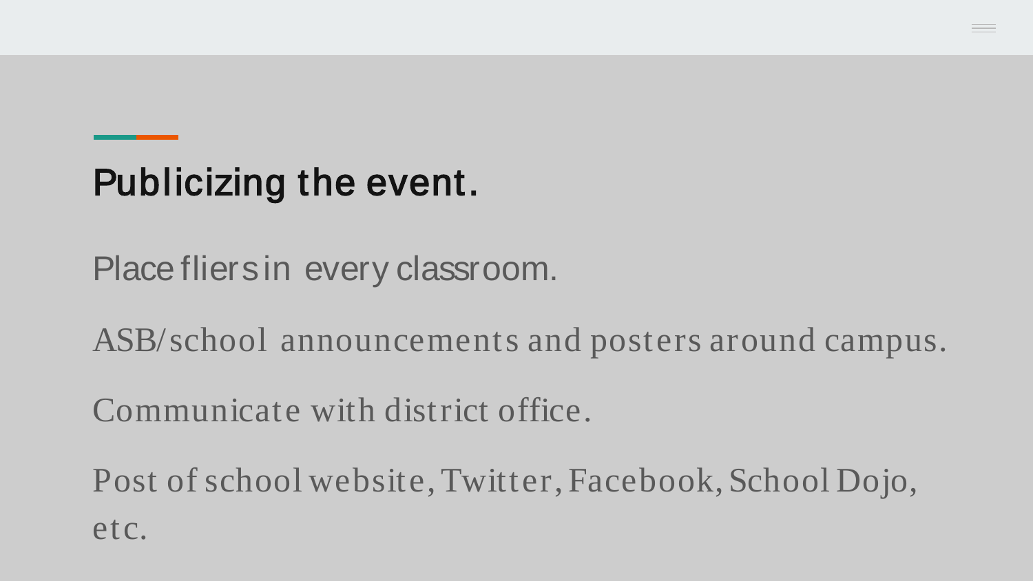# Publicizing the event.

Place fliers in every classroom.

ASB/school announcements and posters around campus.

Communicate with district office.

Post of school website, Twitter, Facebook, School Dojo, etc.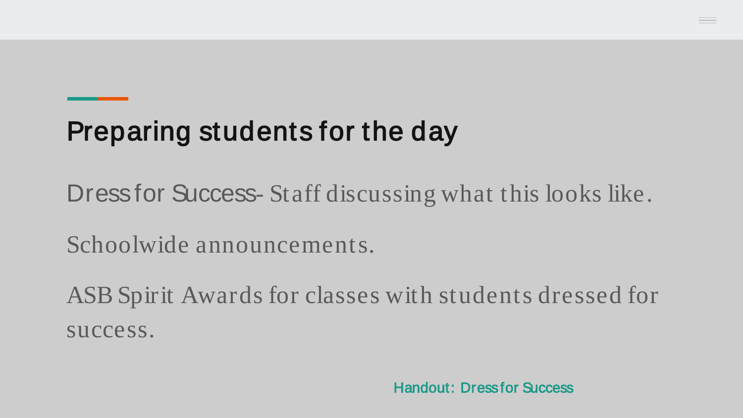# Preparing students for the day

Dress for Success- Staff discussing what this looks like.

Schoolwide announcements.

ASB Spirit Awards for classes with students dressed for success.

Handout: Dress for Success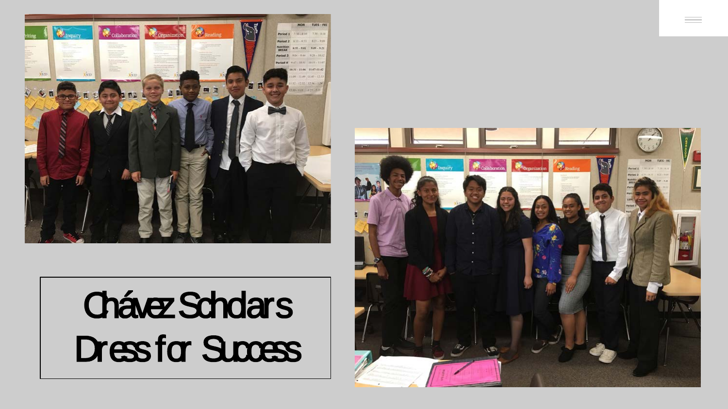# Chávez Scholars Dress for Success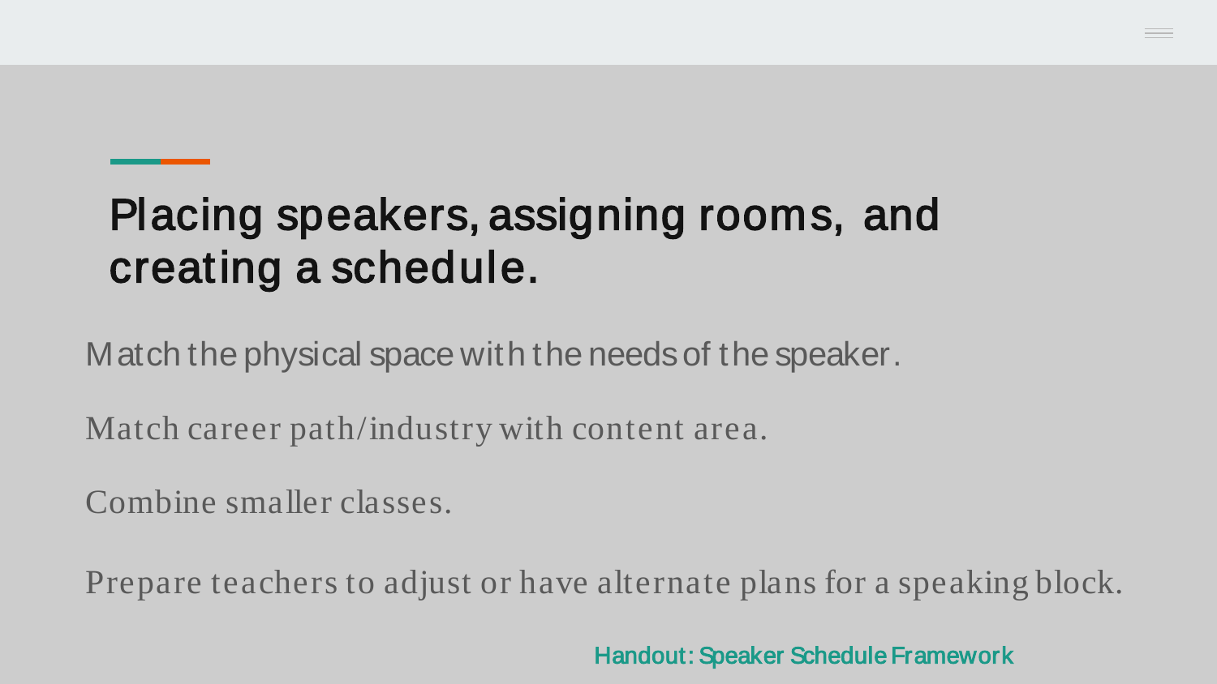# Placing speakers, assigning rooms, and creating a schedule.

Match the physical space with the needs of the speaker.

Match career path/industry with content area.

Combine smaller classes.

Prepare teachers to adjust or have alternate plans for a speaking block.

Handout: Speaker Schedule Framework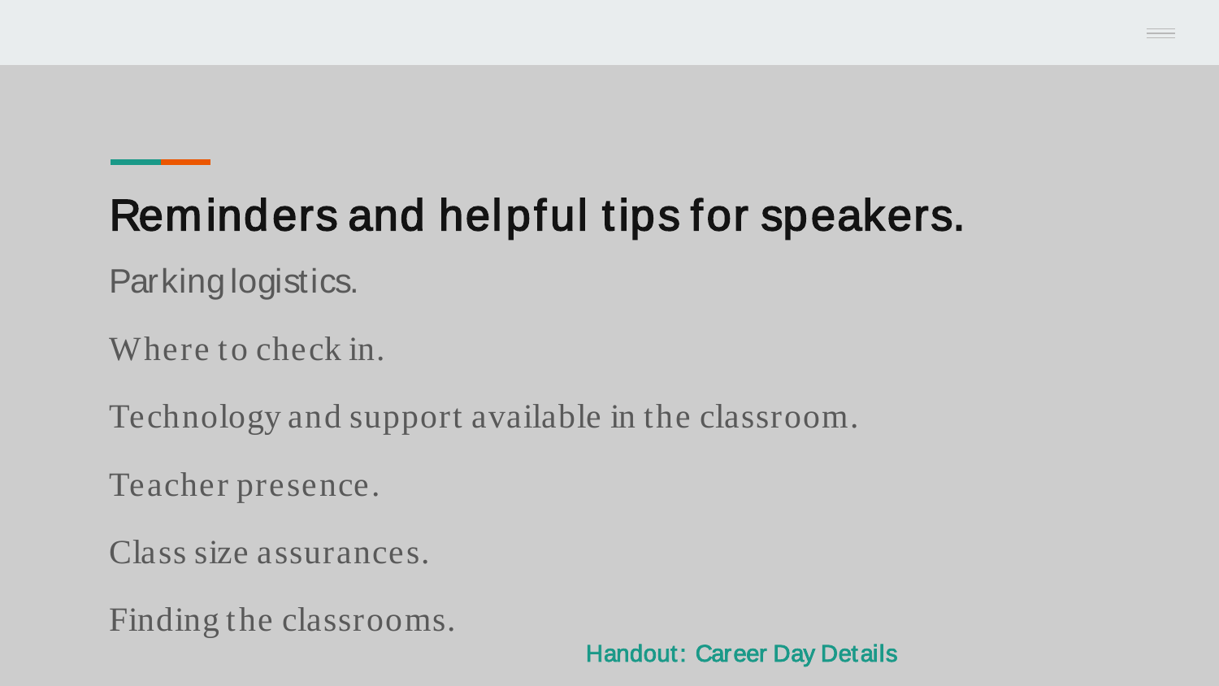# Reminders and helpful tips for speakers.

Parking logistics.

Where to check in.

Technology and support available in the classroom.

Teacher presence.

Class size assurances.

Finding the classrooms.

Handout: Career Day Details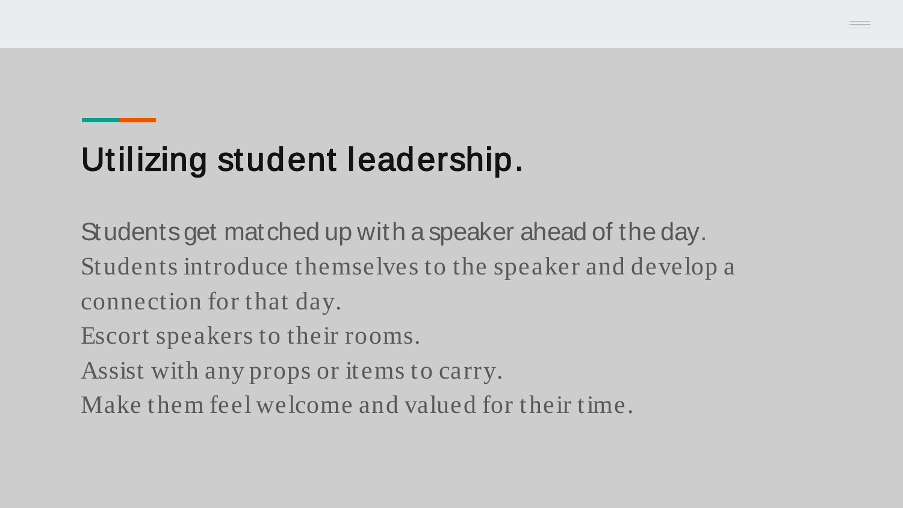# Utilizing student leadership.

Students get matched up with a speaker ahead of the day.
Students introduce themselves to the speaker and develop a connection for that day.
Escort speakers to their rooms.
Assist with any props or items to carry.
Make them feel welcome and valued for their time.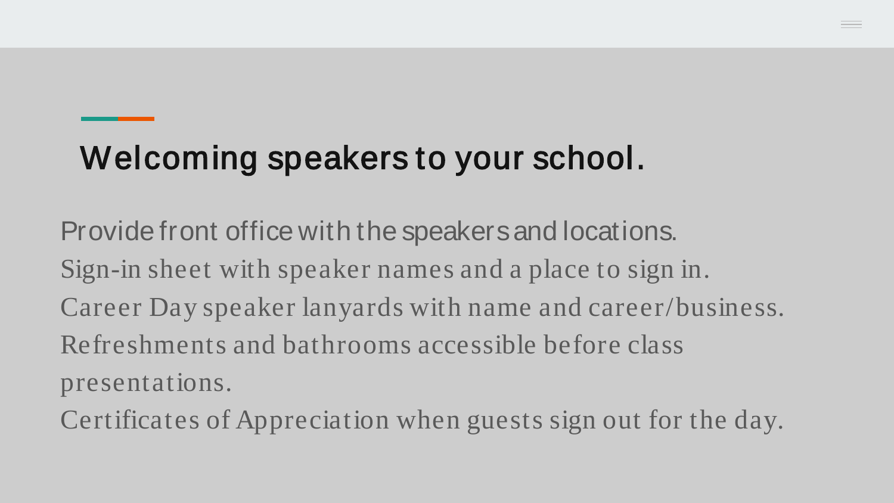# Welcoming speakers to your school.

Provide front office with the speakers and locations.
Sign-in sheet with speaker names and a place to sign in.
Career Day speaker lanyards with name and career/business.
Refreshments and bathrooms accessible before class presentations.
Certificates of Appreciation when guests sign out for the day.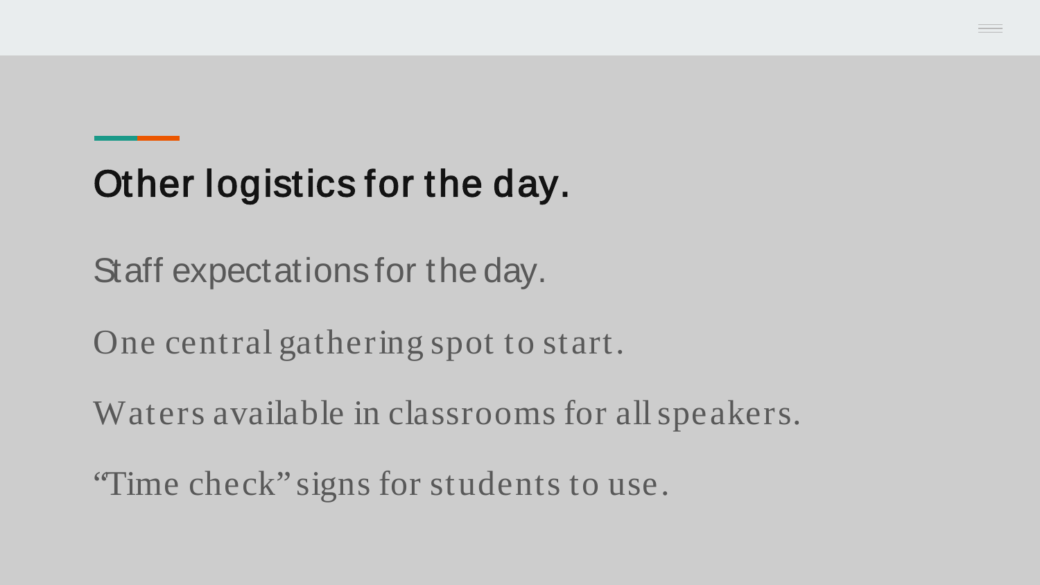# Other logistics for the day.

Staff expectations for the day.

One central gathering spot to start.

Waters available in classrooms for all speakers.

“Time check” signs for students to use.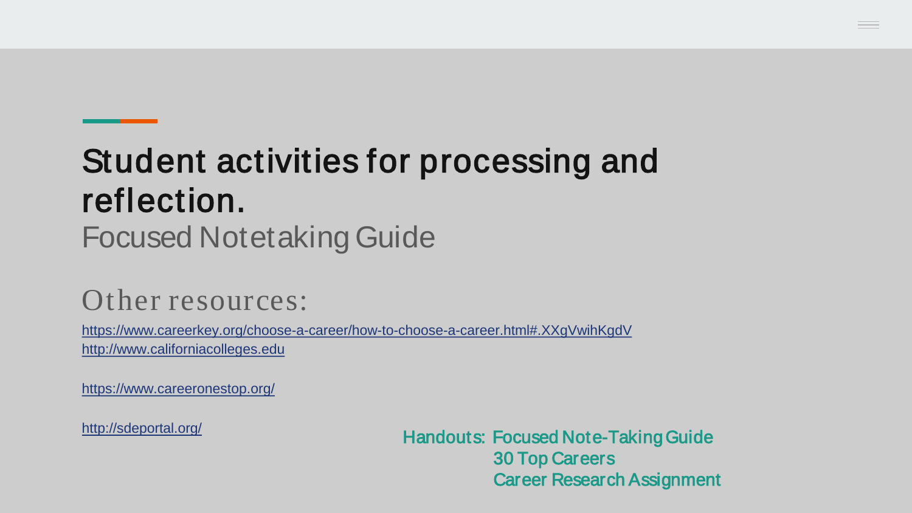# Student activities for processing and reflection.

Focused Notetaking Guide

## Other resources:

https://www.careerkey.org/choose-a-career/how-to-choose-a-career.html#.XXgVwihKgdV
http://www.californiacolleges.edu

https://www.careeronestop.org/

http://sdeportal.org/

Handouts: Focused Note-Taking Guide
30 Top Careers
Career Research Assignment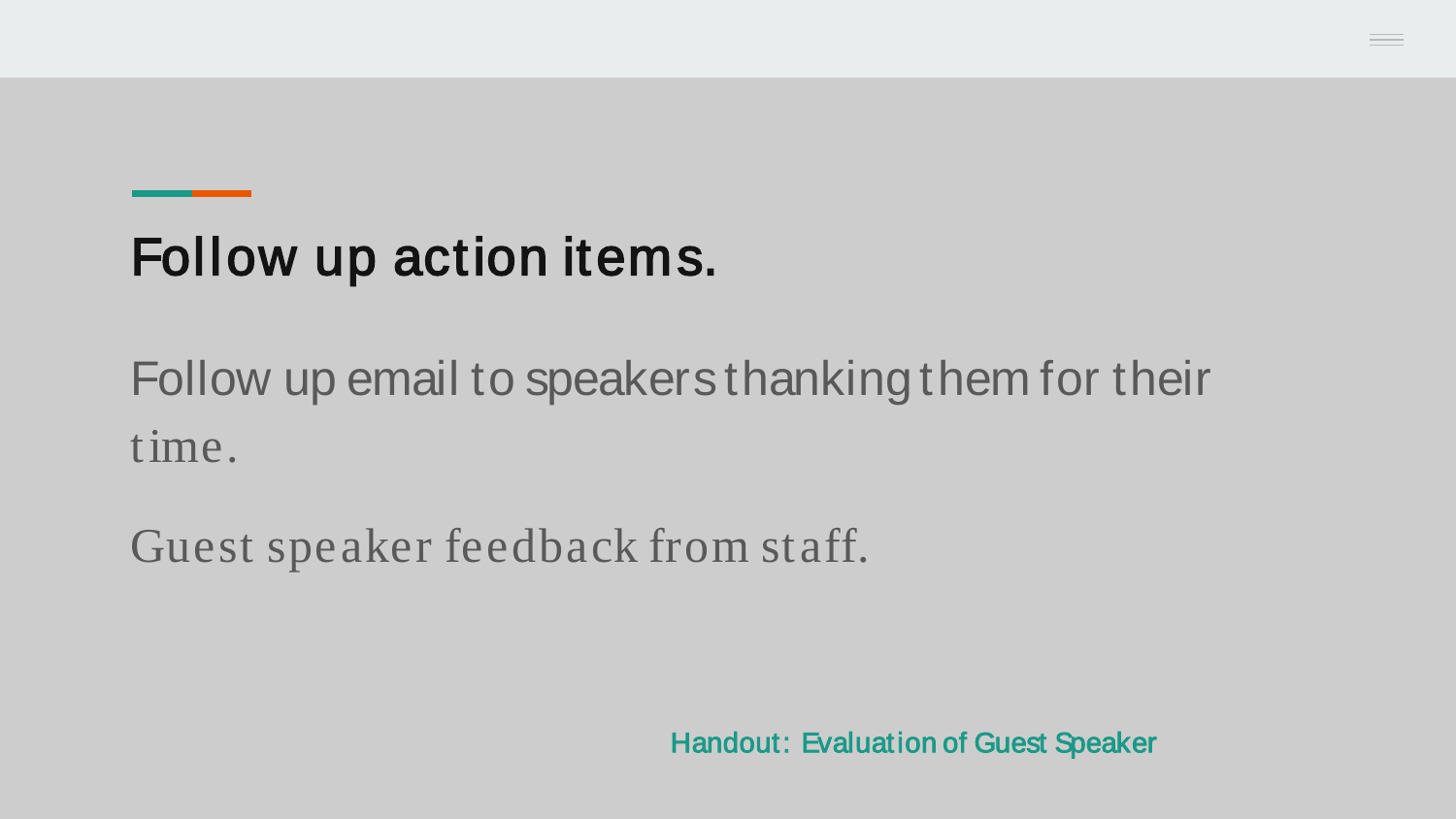# Follow up action items.

Follow up email to speakers thanking them for their time.

Guest speaker feedback from staff.

Handout: Evaluation of Guest Speaker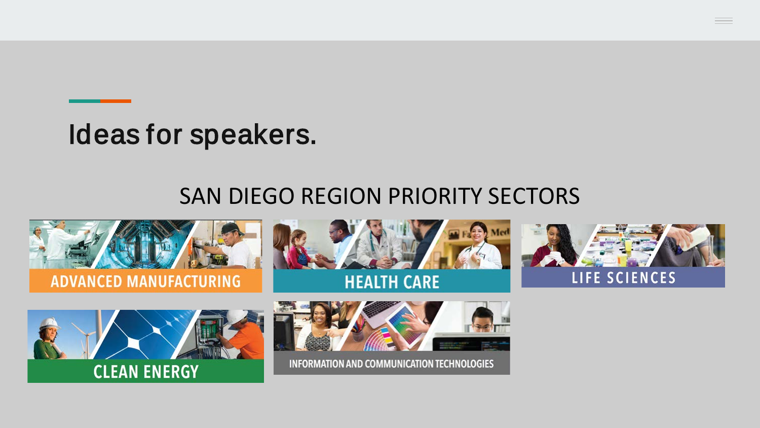# Ideas for speakers.

## SAN DIEGO REGION PRIORITY SECTORS

- ADVANCED MANUFACTURING
- HEALTH CARE
- LIFE SCIENCES
- CLEAN ENERGY
- INFORMATION AND COMMUNICATION TECHNOLOGIES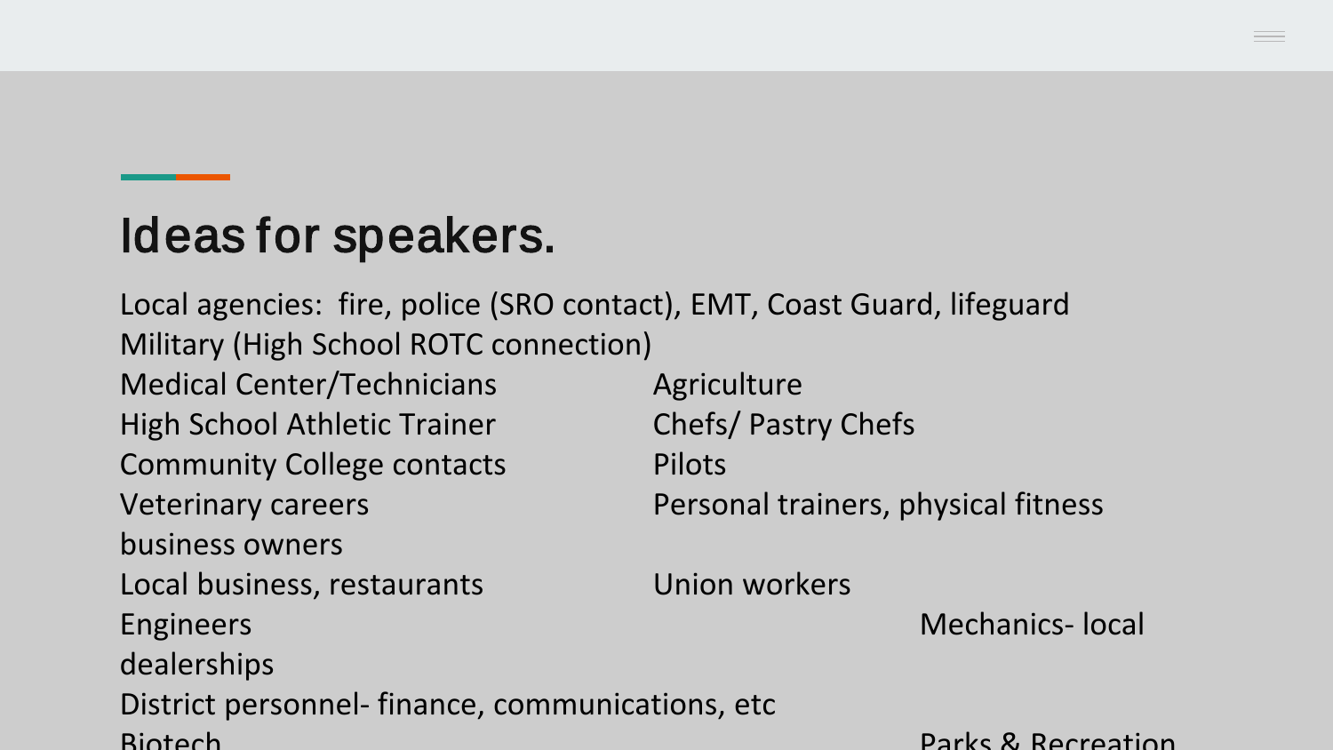# Ideas for speakers.

Local agencies: fire, police (SRO contact), EMT, Coast Guard, lifeguard
Military (High School ROTC connection)
Medical Center/Technicians
High School Athletic Trainer
Community College contacts
Veterinary careers
business owners
Local business, restaurants
Engineers
District personnel- finance, communications, etc
Biotech

Agriculture
Chefs/ Pastry Chefs
Pilots
Personal trainers, physical fitness
Union workers
Mechanics- local dealerships
Parks & Recreation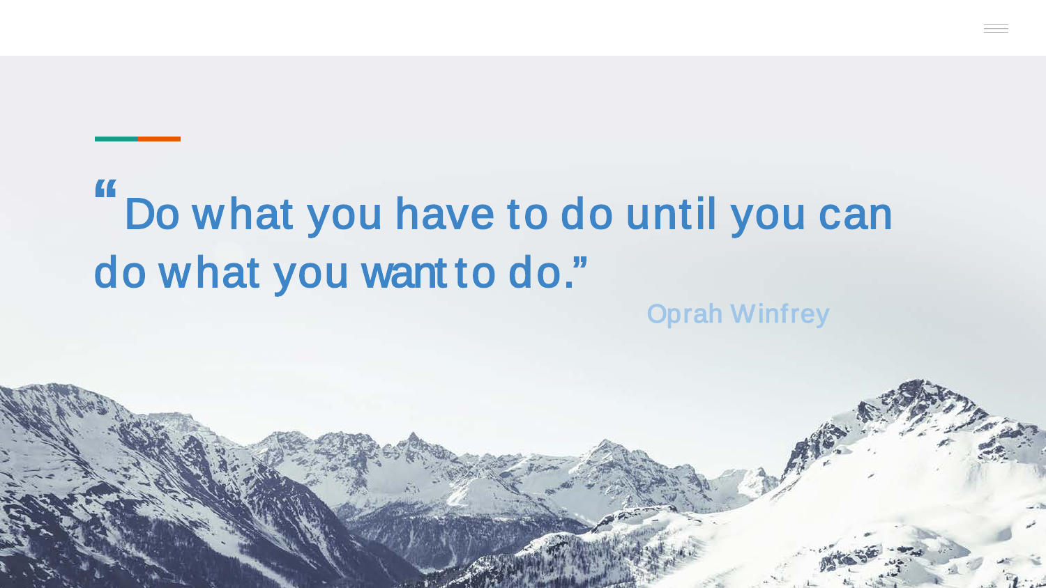"Do what you have to do until you can do what you want to do."

Oprah Winfrey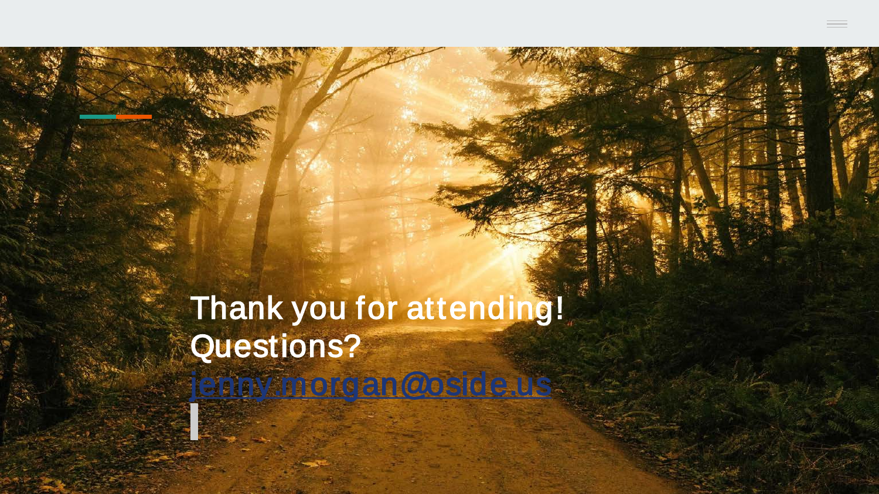Thank you for attending!
Questions?
jenny.morgan@oside.us